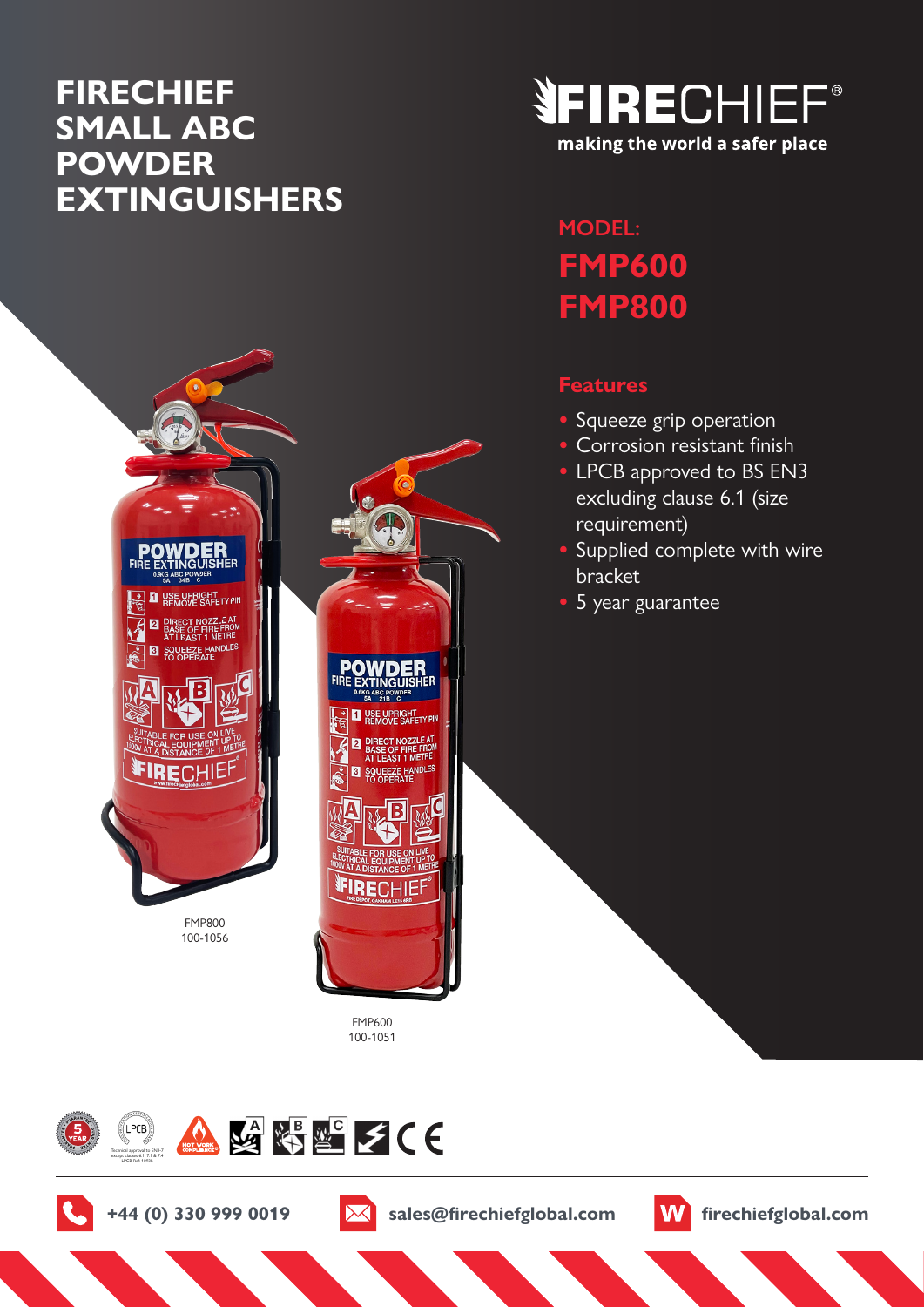# FIRECHIEF SMALL ABC POWDER EXTINGUISHERS

FIRECHIEF®

making the world a safer place

## MODEL:

## FMP600
## FMP800

### Features

- Squeeze grip operation
- Corrosion resistant finish
- LPCB approved to BS EN3 excluding clause 6.1 (size requirement)
- Supplied complete with wire bracket
- 5 year guarantee

FMP800
100-1056

FMP600
100-1051

Technical approval to EN3-7 except clause 6.1, 7.1 & 7.4 LPCB Ref 1093b

+44 (0) 330 999 0019

sales@firechiefglobal.com

firechiefglobal.com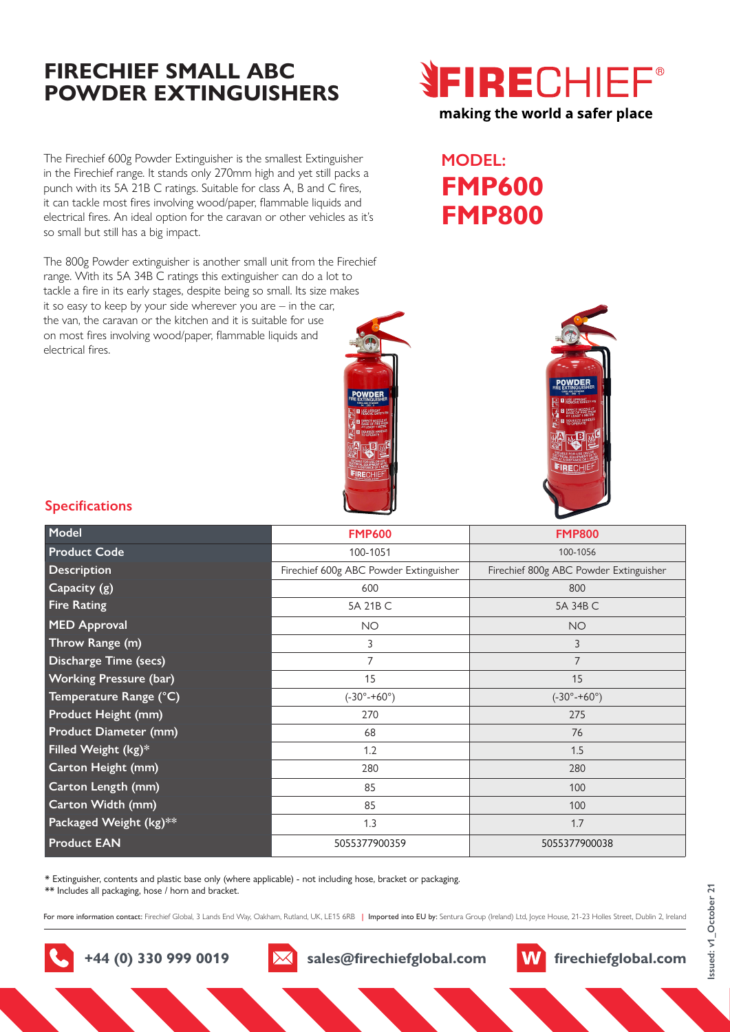# FIRECHIEF SMALL ABC POWDER EXTINGUISHERS

FIRECHIEF®

making the world a safer place

## MODEL:
## FMP600
## FMP800

The Firechief 600g Powder Extinguisher is the smallest Extinguisher in the Firechief range. It stands only 270mm high and yet still packs a punch with its 5A 21B C ratings. Suitable for class A, B and C fires, it can tackle most fires involving wood/paper, flammable liquids and electrical fires. An ideal option for the caravan or other vehicles as it's so small but still has a big impact.

The 800g Powder extinguisher is another small unit from the Firechief range. With its 5A 34B C ratings this extinguisher can do a lot to tackle a fire in its early stages, despite being so small. Its size makes it so easy to keep by your side wherever you are – in the car, the van, the caravan or the kitchen and it is suitable for use on most fires involving wood/paper, flammable liquids and electrical fires.

### Specifications

| Model | FMP600 | FMP800 |
|---|---|---|
| Product Code | 100-1051 | 100-1056 |
| Description | Firechief 600g ABC Powder Extinguisher | Firechief 800g ABC Powder Extinguisher |
| Capacity (g) | 600 | 800 |
| Fire Rating | 5A 21B C | 5A 34B C |
| MED Approval | NO | NO |
| Throw Range (m) | 3 | 3 |
| Discharge Time (secs) | 7 | 7 |
| Working Pressure (bar) | 15 | 15 |
| Temperature Range (°C) | (-30°-+60°) | (-30°-+60°) |
| Product Height (mm) | 270 | 275 |
| Product Diameter (mm) | 68 | 76 |
| Filled Weight (kg)* | 1.2 | 1.5 |
| Carton Height (mm) | 280 | 280 |
| Carton Length (mm) | 85 | 100 |
| Carton Width (mm) | 85 | 100 |
| Packaged Weight (kg)** | 1.3 | 1.7 |
| Product EAN | 5055377900359 | 5055377900038 |

\* Extinguisher, contents and plastic base only (where applicable) - not including hose, bracket or packaging.

** Includes all packaging, hose / horn and bracket.

For more information contact: Firechief Global, 3 Lands End Way, Oakham, Rutland, UK, LE15 6RB | Imported into EU by: Sentura Group (Ireland) Ltd, Joyce House, 21-23 Holles Street, Dublin 2, Ireland

+44 (0) 330 999 0019 sales@firechiefglobal.com firechiefglobal.com

Issued: v1_October 21